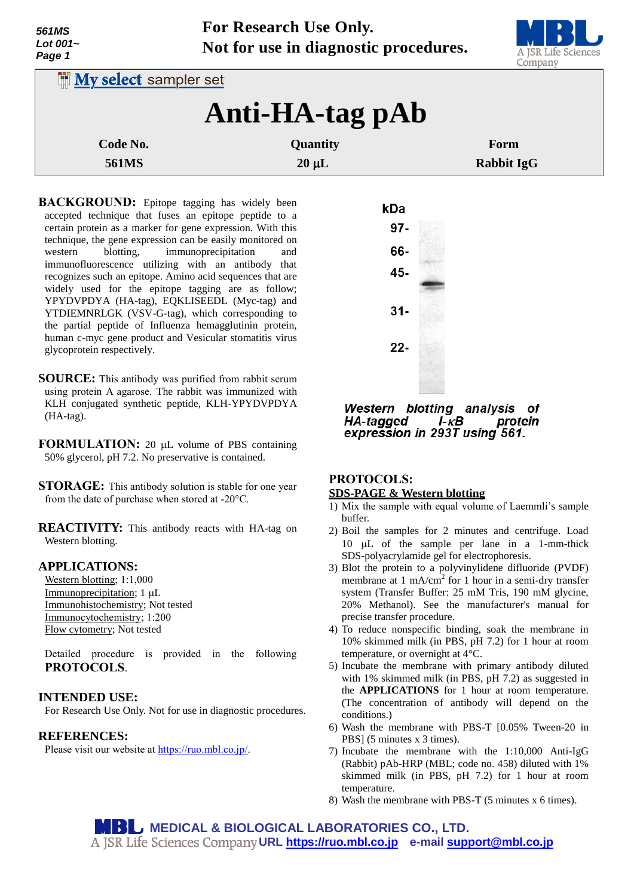For Research Use Only.
Not for use in diagnostic procedures.

My select sampler set

# Anti-HA-tag pAb

| Code No. | Quantity | Form |
|---|---|---|
| 561MS | 20 µL | Rabbit IgG |

**BACKGROUND:** Epitope tagging has widely been accepted technique that fuses an epitope peptide to a certain protein as a marker for gene expression. With this technique, the gene expression can be easily monitored on western blotting, immunoprecipitation and immunofluorescence utilizing with an antibody that recognizes such an epitope. Amino acid sequences that are widely used for the epitope tagging are as follow; YPYDVPDYA (HA-tag), EQKLISEEDL (Myc-tag) and YTDIEMNRLGK (VSV-G-tag), which corresponding to the partial peptide of Influenza hemagglutinin protein, human c-myc gene product and Vesicular stomatitis virus glycoprotein respectively.

**SOURCE:** This antibody was purified from rabbit serum using protein A agarose. The rabbit was immunized with KLH conjugated synthetic peptide, KLH-YPYDVPDYA (HA-tag).

**FORMULATION:** 20 µL volume of PBS containing 50% glycerol, pH 7.2. No preservative is contained.

**STORAGE:** This antibody solution is stable for one year from the date of purchase when stored at -20°C.

**REACTIVITY:** This antibody reacts with HA-tag on Western blotting.

**APPLICATIONS:**

Western blotting; 1:1,000
Immunoprecipitation; 1 µL
Immunohistochemistry; Not tested
Immunocytochemistry; 1:200
Flow cytometry; Not tested

Detailed procedure is provided in the following **PROTOCOLS**.

**INTENDED USE:**

For Research Use Only. Not for use in diagnostic procedures.

**REFERENCES:**

Please visit our website at https://ruo.mbl.co.jp/.

kDa: 97-, 66-, 45-, 31-, 22-

*Western blotting analysis of HA-tagged I-κB protein expression in 293T using 561.*

**PROTOCOLS:**

**SDS-PAGE & Western blotting**

1) Mix the sample with equal volume of Laemmli's sample buffer.
2) Boil the samples for 2 minutes and centrifuge. Load 10 µL of the sample per lane in a 1-mm-thick SDS-polyacrylamide gel for electrophoresis.
3) Blot the protein to a polyvinylidene difluoride (PVDF) membrane at 1 mA/cm$^2$ for 1 hour in a semi-dry transfer system (Transfer Buffer: 25 mM Tris, 190 mM glycine, 20% Methanol). See the manufacturer's manual for precise transfer procedure.
4) To reduce nonspecific binding, soak the membrane in 10% skimmed milk (in PBS, pH 7.2) for 1 hour at room temperature, or overnight at 4°C.
5) Incubate the membrane with primary antibody diluted with 1% skimmed milk (in PBS, pH 7.2) as suggested in the **APPLICATIONS** for 1 hour at room temperature. (The concentration of antibody will depend on the conditions.)
6) Wash the membrane with PBS-T [0.05% Tween-20 in PBS] (5 minutes x 3 times).
7) Incubate the membrane with the 1:10,000 Anti-IgG (Rabbit) pAb-HRP (MBL; code no. 458) diluted with 1% skimmed milk (in PBS, pH 7.2) for 1 hour at room temperature.
8) Wash the membrane with PBS-T (5 minutes x 6 times).

MEDICAL & BIOLOGICAL LABORATORIES CO., LTD.
A JSR Life Sciences Company URL https://ruo.mbl.co.jp e-mail support@mbl.co.jp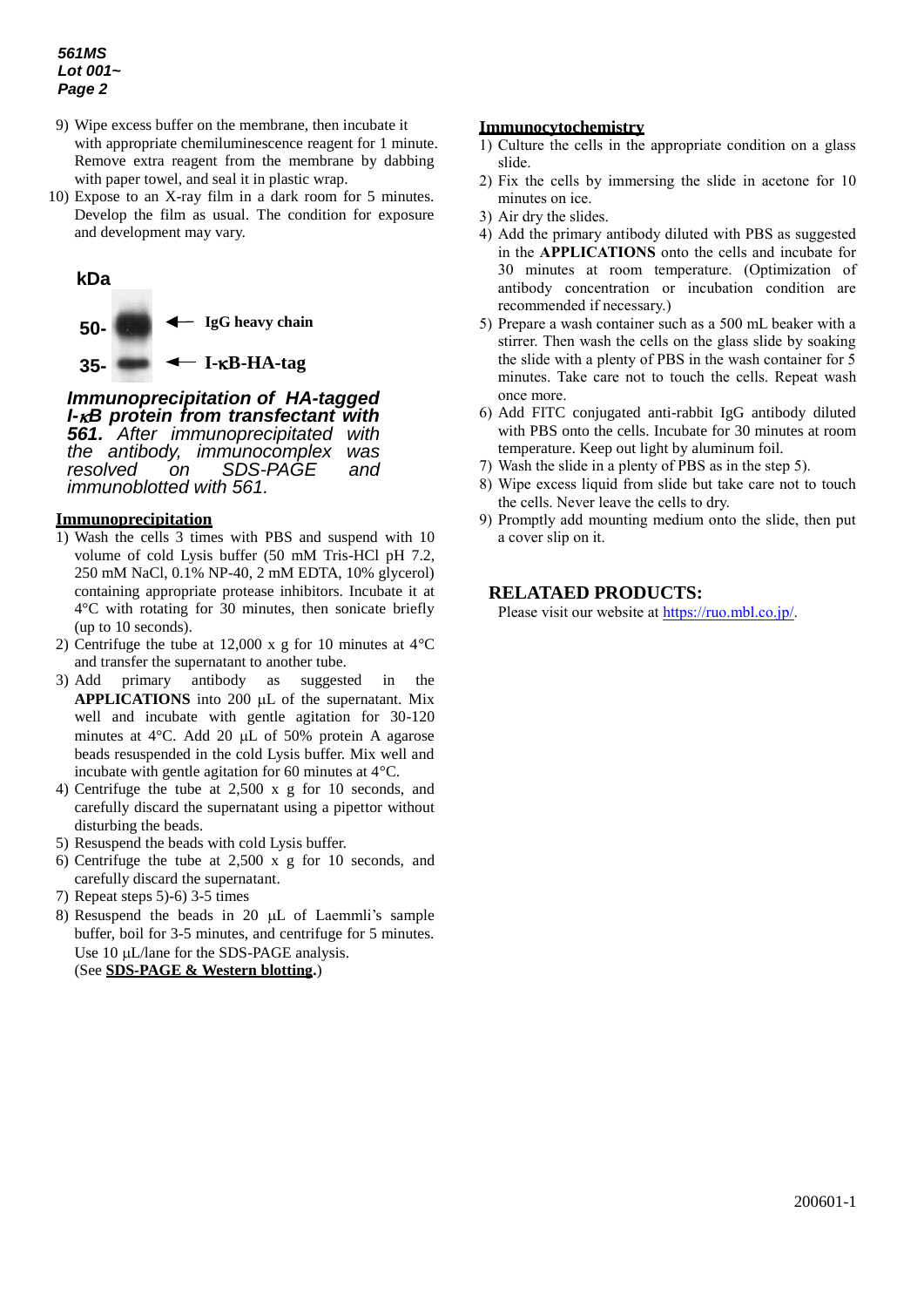9) Wipe excess buffer on the membrane, then incubate it with appropriate chemiluminescence reagent for 1 minute. Remove extra reagent from the membrane by dabbing with paper towel, and seal it in plastic wrap.
10) Expose to an X-ray film in a dark room for 5 minutes. Develop the film as usual. The condition for exposure and development may vary.

kDa

50-

35-

IgG heavy chain

I-κB-HA-tag

***Immunoprecipitation of HA-tagged I-κB protein from transfectant with 561.*** *After immunoprecipitated with the antibody, immunocomplex was resolved on SDS-PAGE and immunoblotted with 561.*

**Immunoprecipitation**

1) Wash the cells 3 times with PBS and suspend with 10 volume of cold Lysis buffer (50 mM Tris-HCl pH 7.2, 250 mM NaCl, 0.1% NP-40, 2 mM EDTA, 10% glycerol) containing appropriate protease inhibitors. Incubate it at 4°C with rotating for 30 minutes, then sonicate briefly (up to 10 seconds).
2) Centrifuge the tube at 12,000 x g for 10 minutes at 4°C and transfer the supernatant to another tube.
3) Add primary antibody as suggested in the **APPLICATIONS** into 200 μL of the supernatant. Mix well and incubate with gentle agitation for 30-120 minutes at 4°C. Add 20 μL of 50% protein A agarose beads resuspended in the cold Lysis buffer. Mix well and incubate with gentle agitation for 60 minutes at 4°C.
4) Centrifuge the tube at 2,500 x g for 10 seconds, and carefully discard the supernatant using a pipettor without disturbing the beads.
5) Resuspend the beads with cold Lysis buffer.
6) Centrifuge the tube at 2,500 x g for 10 seconds, and carefully discard the supernatant.
7) Repeat steps 5)-6) 3-5 times
8) Resuspend the beads in 20 μL of Laemmli's sample buffer, boil for 3-5 minutes, and centrifuge for 5 minutes. Use 10 μL/lane for the SDS-PAGE analysis. (See **SDS-PAGE & Western blotting**.)

**Immunocytochemistry**

1) Culture the cells in the appropriate condition on a glass slide.
2) Fix the cells by immersing the slide in acetone for 10 minutes on ice.
3) Air dry the slides.
4) Add the primary antibody diluted with PBS as suggested in the **APPLICATIONS** onto the cells and incubate for 30 minutes at room temperature. (Optimization of antibody concentration or incubation condition are recommended if necessary.)
5) Prepare a wash container such as a 500 mL beaker with a stirrer. Then wash the cells on the glass slide by soaking the slide with a plenty of PBS in the wash container for 5 minutes. Take care not to touch the cells. Repeat wash once more.
6) Add FITC conjugated anti-rabbit IgG antibody diluted with PBS onto the cells. Incubate for 30 minutes at room temperature. Keep out light by aluminum foil.
7) Wash the slide in a plenty of PBS as in the step 5).
8) Wipe excess liquid from slide but take care not to touch the cells. Never leave the cells to dry.
9) Promptly add mounting medium onto the slide, then put a cover slip on it.

## RELATAED PRODUCTS:

Please visit our website at https://ruo.mbl.co.jp/.